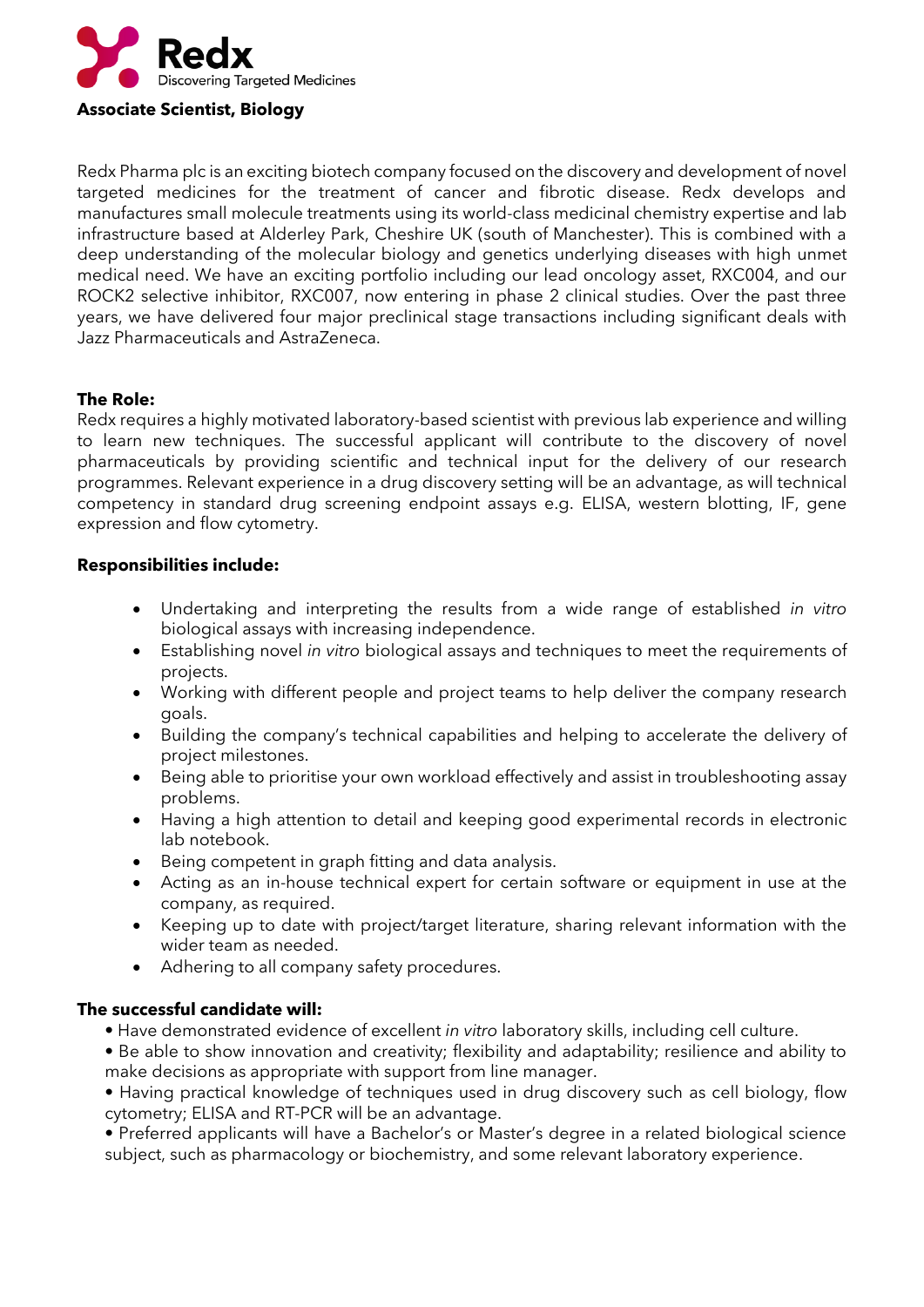Redx
Discovering Targeted Medicines

# Associate Scientist, Biology

Redx Pharma plc is an exciting biotech company focused on the discovery and development of novel targeted medicines for the treatment of cancer and fibrotic disease. Redx develops and manufactures small molecule treatments using its world-class medicinal chemistry expertise and lab infrastructure based at Alderley Park, Cheshire UK (south of Manchester). This is combined with a deep understanding of the molecular biology and genetics underlying diseases with high unmet medical need. We have an exciting portfolio including our lead oncology asset, RXC004, and our ROCK2 selective inhibitor, RXC007, now entering in phase 2 clinical studies. Over the past three years, we have delivered four major preclinical stage transactions including significant deals with Jazz Pharmaceuticals and AstraZeneca.

## The Role:

Redx requires a highly motivated laboratory-based scientist with previous lab experience and willing to learn new techniques. The successful applicant will contribute to the discovery of novel pharmaceuticals by providing scientific and technical input for the delivery of our research programmes. Relevant experience in a drug discovery setting will be an advantage, as will technical competency in standard drug screening endpoint assays e.g. ELISA, western blotting, IF, gene expression and flow cytometry.

## Responsibilities include:

- Undertaking and interpreting the results from a wide range of established *in vitro* biological assays with increasing independence.
- Establishing novel *in vitro* biological assays and techniques to meet the requirements of projects.
- Working with different people and project teams to help deliver the company research goals.
- Building the company's technical capabilities and helping to accelerate the delivery of project milestones.
- Being able to prioritise your own workload effectively and assist in troubleshooting assay problems.
- Having a high attention to detail and keeping good experimental records in electronic lab notebook.
- Being competent in graph fitting and data analysis.
- Acting as an in-house technical expert for certain software or equipment in use at the company, as required.
- Keeping up to date with project/target literature, sharing relevant information with the wider team as needed.
- Adhering to all company safety procedures.

## The successful candidate will:

- Have demonstrated evidence of excellent *in vitro* laboratory skills, including cell culture.
- Be able to show innovation and creativity; flexibility and adaptability; resilience and ability to make decisions as appropriate with support from line manager.
- Having practical knowledge of techniques used in drug discovery such as cell biology, flow cytometry; ELISA and RT-PCR will be an advantage.
- Preferred applicants will have a Bachelor's or Master's degree in a related biological science subject, such as pharmacology or biochemistry, and some relevant laboratory experience.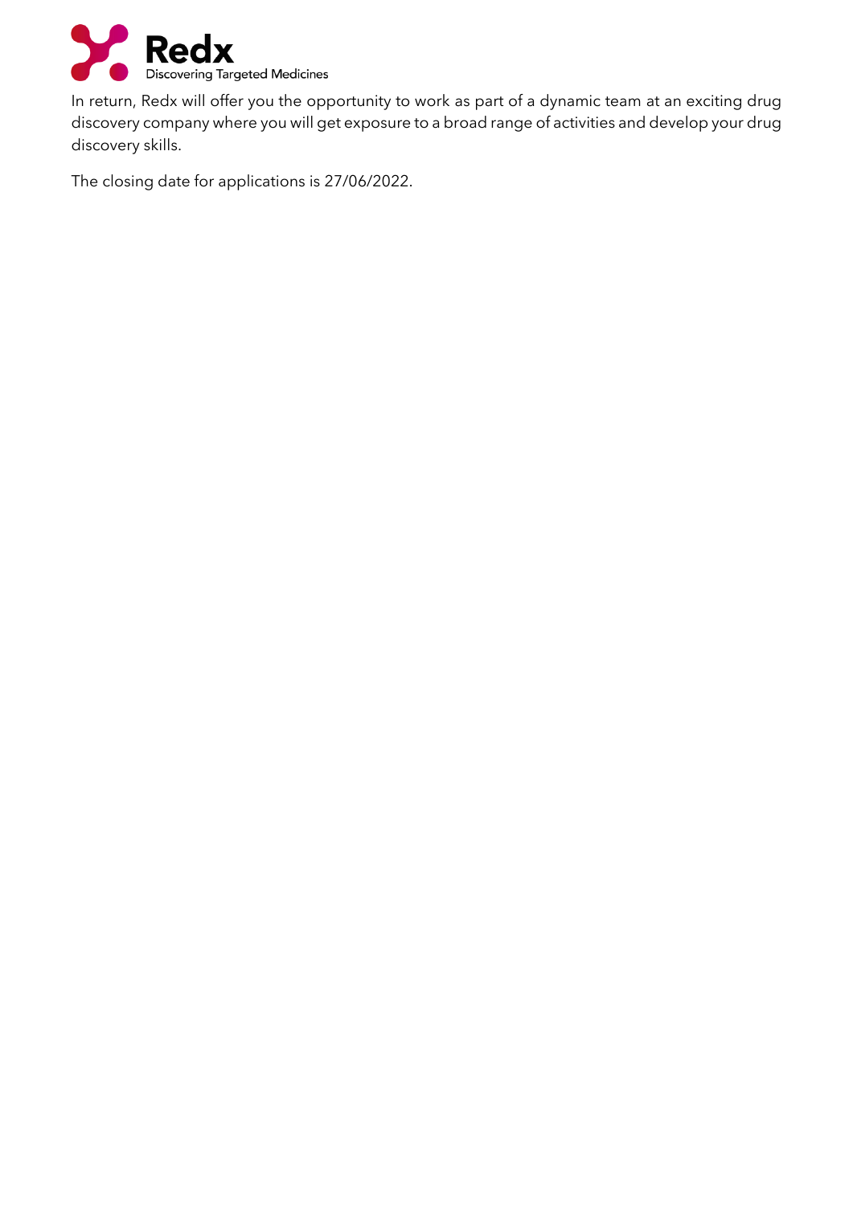In return, Redx will offer you the opportunity to work as part of a dynamic team at an exciting drug discovery company where you will get exposure to a broad range of activities and develop your drug discovery skills.

The closing date for applications is 27/06/2022.